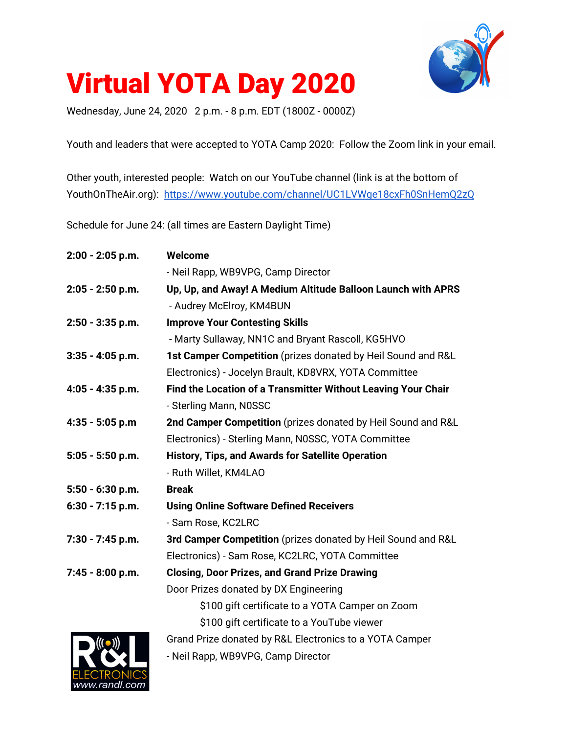# Virtual YOTA Day 2020

Wednesday, June 24, 2020   2 p.m. - 8 p.m. EDT (1800Z - 0000Z)

Youth and leaders that were accepted to YOTA Camp 2020: Follow the Zoom link in your email.

Other youth, interested people: Watch on our YouTube channel (link is at the bottom of YouthOnTheAir.org): https://www.youtube.com/channel/UC1LVWge18cxFh0SnHemQ2zQ

Schedule for June 24: (all times are Eastern Daylight Time)

| Time | Session |
|---|---|
| **2:00 - 2:05 p.m.** | **Welcome**<br>- Neil Rapp, WB9VPG, Camp Director |
| **2:05 - 2:50 p.m.** | **Up, Up, and Away! A Medium Altitude Balloon Launch with APRS**<br>- Audrey McElroy, KM4BUN |
| **2:50 - 3:35 p.m.** | **Improve Your Contesting Skills**<br>- Marty Sullaway, NN1C and Bryant Rascoll, KG5HVO |
| **3:35 - 4:05 p.m.** | **1st Camper Competition** (prizes donated by Heil Sound and R&L Electronics) - Jocelyn Brault, KD8VRX, YOTA Committee |
| **4:05 - 4:35 p.m.** | **Find the Location of a Transmitter Without Leaving Your Chair**<br>- Sterling Mann, N0SSC |
| **4:35 - 5:05 p.m** | **2nd Camper Competition** (prizes donated by Heil Sound and R&L Electronics) - Sterling Mann, N0SSC, YOTA Committee |
| **5:05 - 5:50 p.m.** | **History, Tips, and Awards for Satellite Operation**<br>- Ruth Willet, KM4LAO |
| **5:50 - 6:30 p.m.** | **Break** |
| **6:30 - 7:15 p.m.** | **Using Online Software Defined Receivers**<br>- Sam Rose, KC2LRC |
| **7:30 - 7:45 p.m.** | **3rd Camper Competition** (prizes donated by Heil Sound and R&L Electronics) - Sam Rose, KC2LRC, YOTA Committee |
| **7:45 - 8:00 p.m.** | **Closing, Door Prizes, and Grand Prize Drawing**<br>Door Prizes donated by DX Engineering<br>$100 gift certificate to a YOTA Camper on Zoom<br>$100 gift certificate to a YouTube viewer<br>Grand Prize donated by R&L Electronics to a YOTA Camper<br>- Neil Rapp, WB9VPG, Camp Director |

R&L ELECTRONICS www.randl.com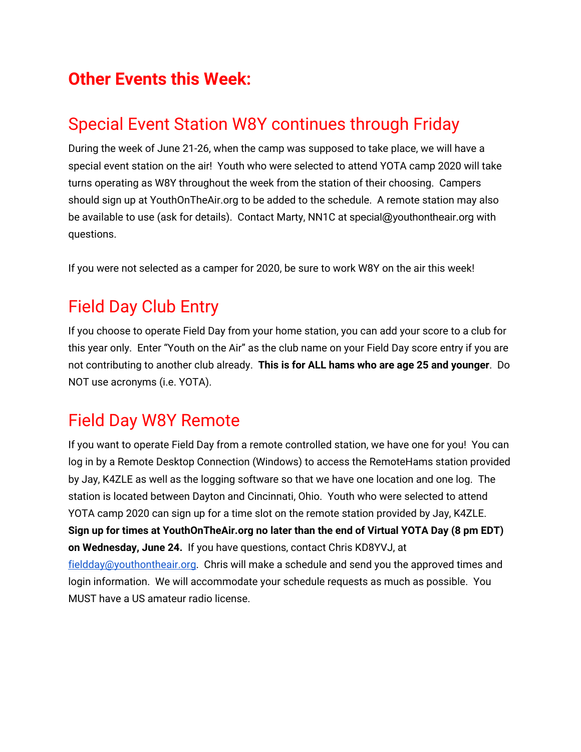# Other Events this Week:

## Special Event Station W8Y continues through Friday

During the week of June 21-26, when the camp was supposed to take place, we will have a special event station on the air! Youth who were selected to attend YOTA camp 2020 will take turns operating as W8Y throughout the week from the station of their choosing. Campers should sign up at YouthOnTheAir.org to be added to the schedule. A remote station may also be available to use (ask for details). Contact Marty, NN1C at special@youthontheair.org with questions.

If you were not selected as a camper for 2020, be sure to work W8Y on the air this week!

## Field Day Club Entry

If you choose to operate Field Day from your home station, you can add your score to a club for this year only. Enter "Youth on the Air" as the club name on your Field Day score entry if you are not contributing to another club already. **This is for ALL hams who are age 25 and younger**. Do NOT use acronyms (i.e. YOTA).

## Field Day W8Y Remote

If you want to operate Field Day from a remote controlled station, we have one for you! You can log in by a Remote Desktop Connection (Windows) to access the RemoteHams station provided by Jay, K4ZLE as well as the logging software so that we have one location and one log. The station is located between Dayton and Cincinnati, Ohio. Youth who were selected to attend YOTA camp 2020 can sign up for a time slot on the remote station provided by Jay, K4ZLE. **Sign up for times at YouthOnTheAir.org no later than the end of Virtual YOTA Day (8 pm EDT) on Wednesday, June 24.** If you have questions, contact Chris KD8YVJ, at fieldday@youthontheair.org. Chris will make a schedule and send you the approved times and login information. We will accommodate your schedule requests as much as possible. You MUST have a US amateur radio license.